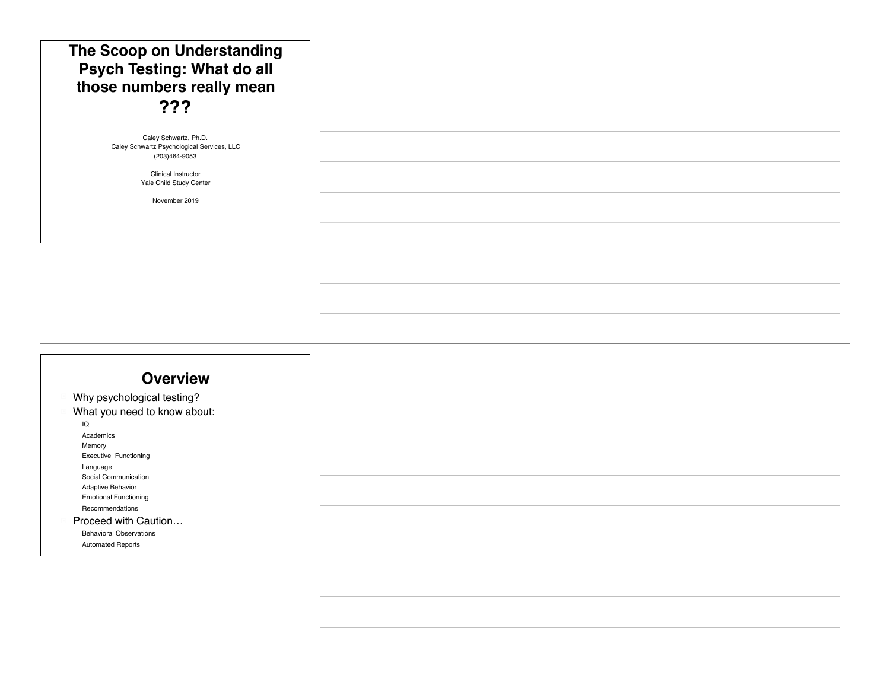# The Scoop on Understanding Psych Testing: What do all those numbers really mean ???

Caley Schwartz, Ph.D.
Caley Schwartz Psychological Services, LLC
(203)464-9053

Clinical Instructor
Yale Child Study Center

November 2019

## Overview

- Why psychological testing?
- What you need to know about:
  - IQ
  - Academics
  - Memory
  - Executive Functioning
  - Language
  - Social Communication
  - Adaptive Behavior
  - Emotional Functioning
  - Recommendations
- Proceed with Caution…
  - Behavioral Observations
  - Automated Reports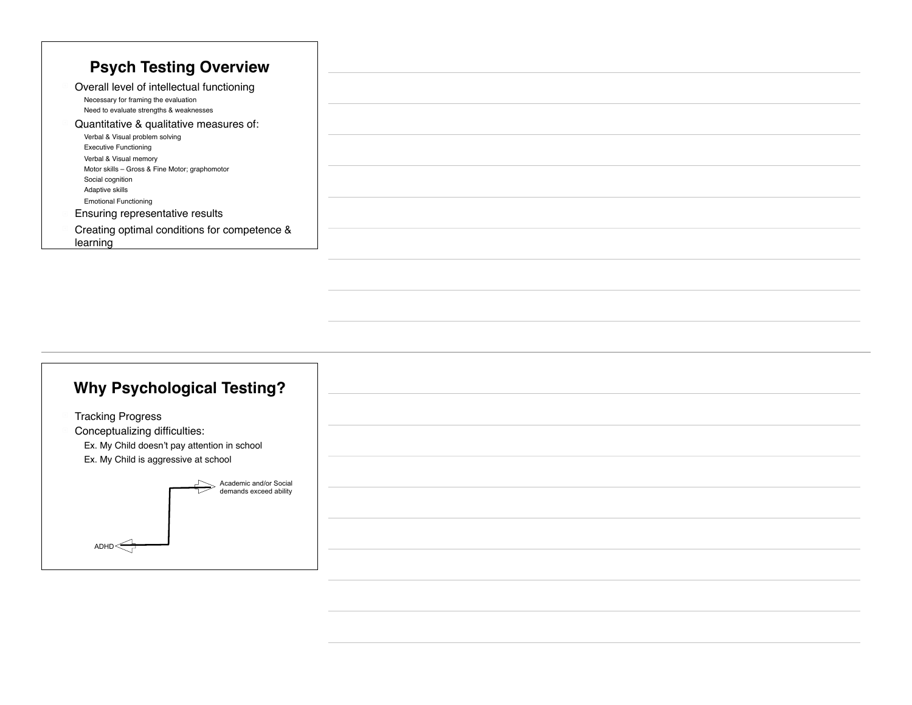## Psych Testing Overview

- Overall level of intellectual functioning
  - Necessary for framing the evaluation
  - Need to evaluate strengths & weaknesses
- Quantitative & qualitative measures of:
  - Verbal & Visual problem solving
  - Executive Functioning
  - Verbal & Visual memory
  - Motor skills – Gross & Fine Motor; graphomotor
  - Social cognition
  - Adaptive skills
  - Emotional Functioning
- Ensuring representative results
- Creating optimal conditions for competence & learning

## Why Psychological Testing?

- Tracking Progress
- Conceptualizing difficulties:
  - Ex. My Child doesn't pay attention in school
  - Ex. My Child is aggressive at school

Academic and/or Social demands exceed ability

ADHD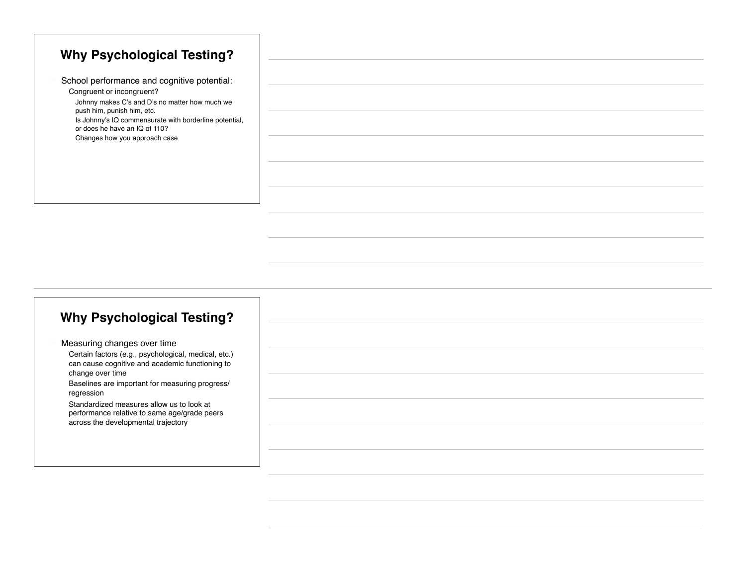## Why Psychological Testing?

- School performance and cognitive potential:
  - Congruent or incongruent?
    - Johnny makes C's and D's no matter how much we push him, punish him, etc.
    - Is Johnny's IQ commensurate with borderline potential, or does he have an IQ of 110?
    - Changes how you approach case

## Why Psychological Testing?

- Measuring changes over time
  - Certain factors (e.g., psychological, medical, etc.) can cause cognitive and academic functioning to change over time
  - Baselines are important for measuring progress/regression
  - Standardized measures allow us to look at performance relative to same age/grade peers across the developmental trajectory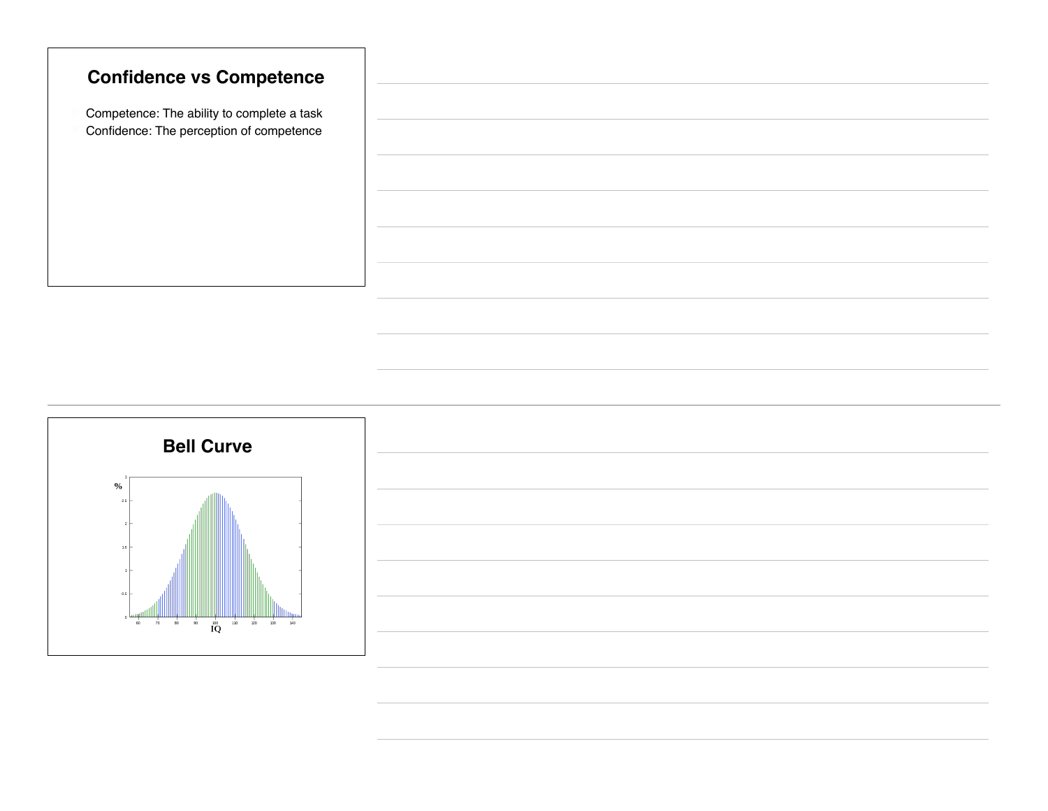## Confidence vs Competence

- Competence: The ability to complete a task
- Confidence: The perception of competence

## Bell Curve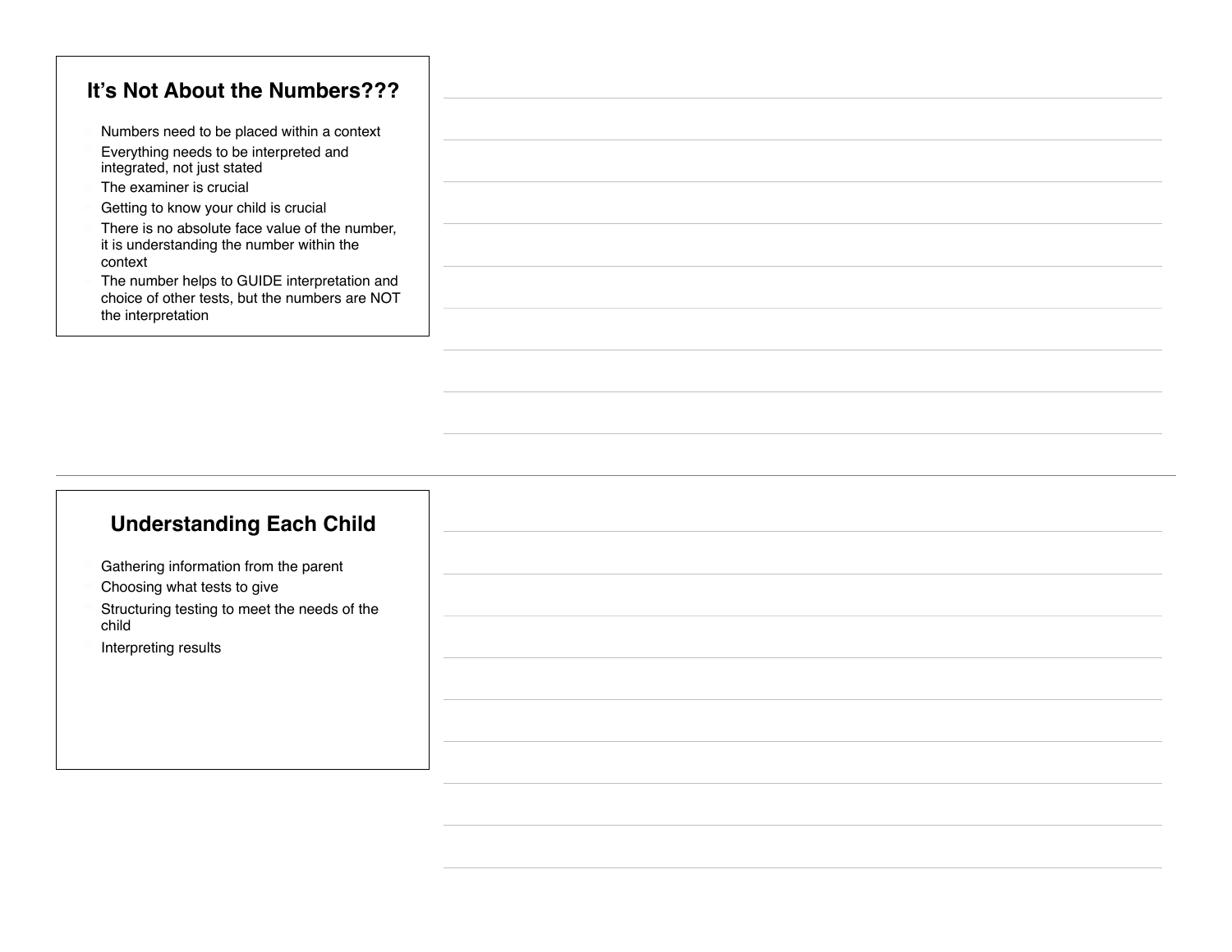## It's Not About the Numbers???

- Numbers need to be placed within a context
- Everything needs to be interpreted and integrated, not just stated
- The examiner is crucial
- Getting to know your child is crucial
- There is no absolute face value of the number, it is understanding the number within the context
- The number helps to GUIDE interpretation and choice of other tests, but the numbers are NOT the interpretation

## Understanding Each Child

- Gathering information from the parent
- Choosing what tests to give
- Structuring testing to meet the needs of the child
- Interpreting results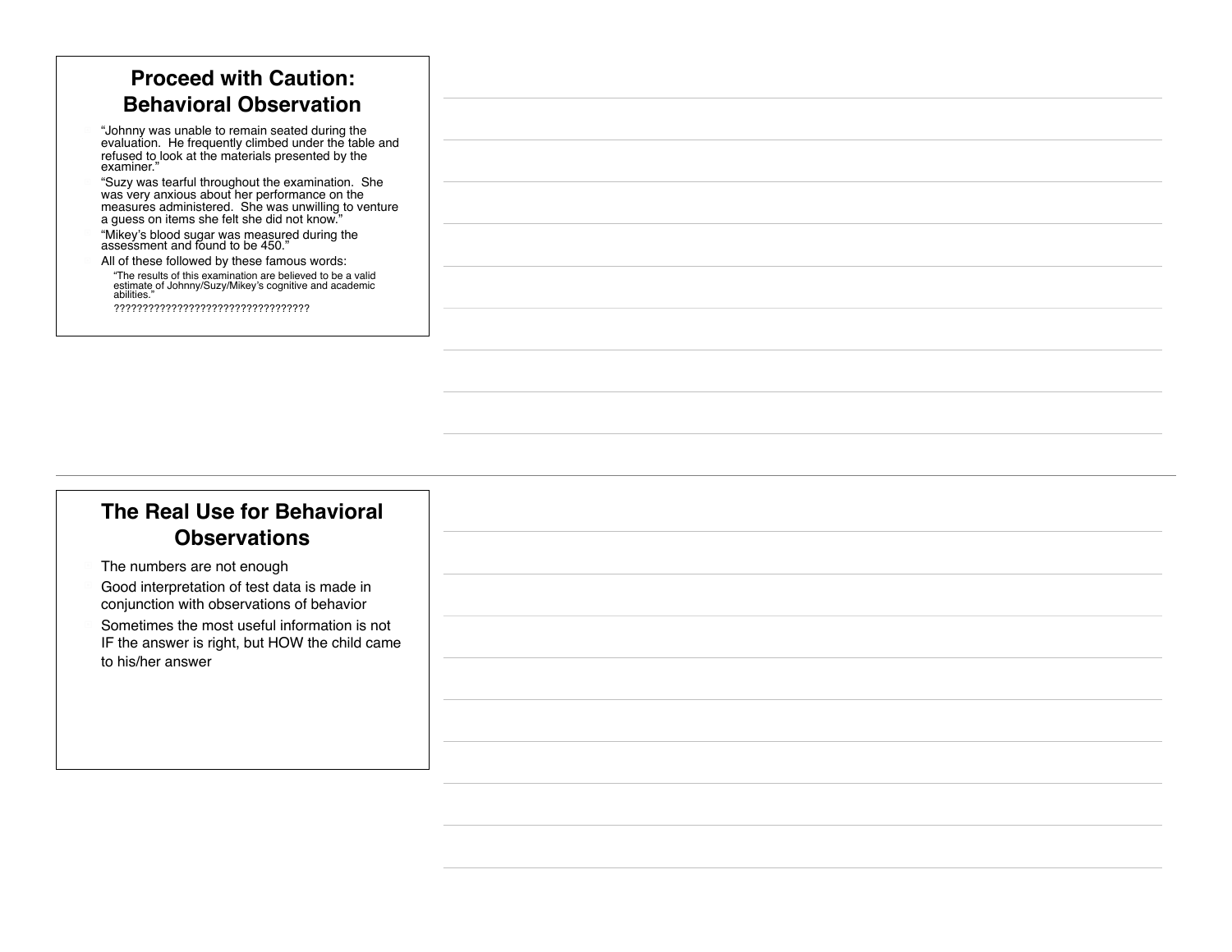## Proceed with Caution: Behavioral Observation

- "Johnny was unable to remain seated during the evaluation. He frequently climbed under the table and refused to look at the materials presented by the examiner."
- "Suzy was tearful throughout the examination. She was very anxious about her performance on the measures administered. She was unwilling to venture a guess on items she felt she did not know."
- "Mikey's blood sugar was measured during the assessment and found to be 450."
- All of these followed by these famous words:
  - "The results of this examination are believed to be a valid estimate of Johnny/Suzy/Mikey's cognitive and academic abilities."
  - ???????????????????????????????????

## The Real Use for Behavioral Observations

- The numbers are not enough
- Good interpretation of test data is made in conjunction with observations of behavior
- Sometimes the most useful information is not IF the answer is right, but HOW the child came to his/her answer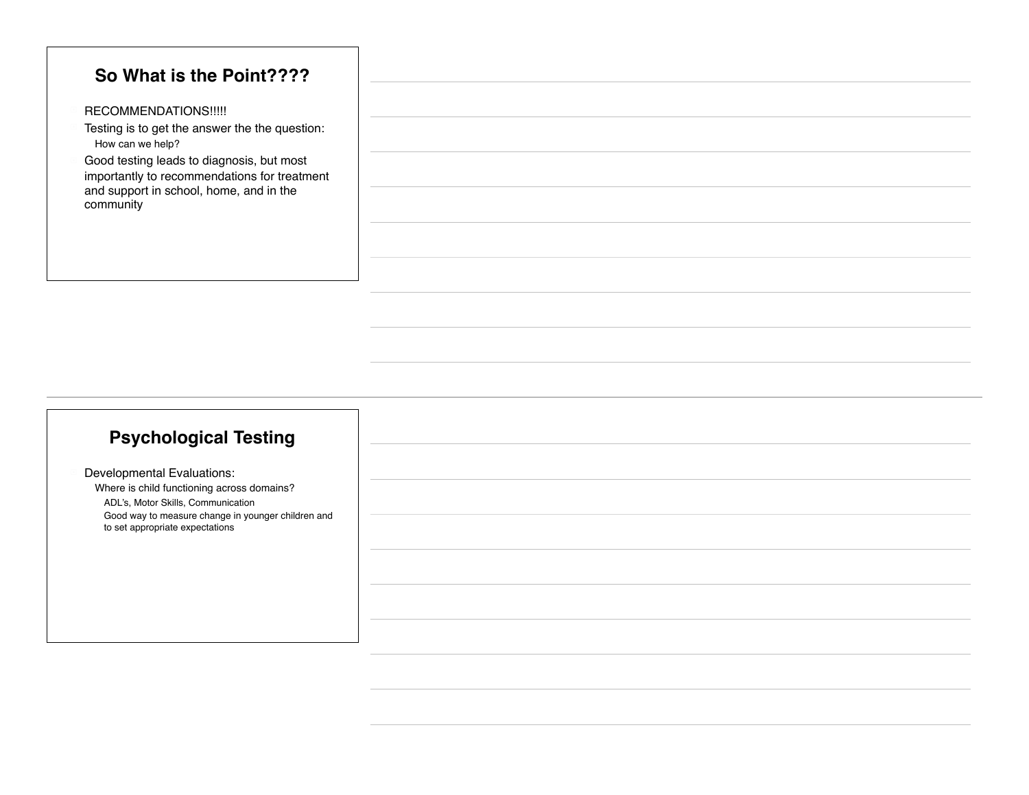## So What is the Point????

- RECOMMENDATIONS!!!!!
- Testing is to get the answer the the question:
  - How can we help?
- Good testing leads to diagnosis, but most importantly to recommendations for treatment and support in school, home, and in the community

## Psychological Testing

- Developmental Evaluations:
  - Where is child functioning across domains?
    - ADL's, Motor Skills, Communication
    - Good way to measure change in younger children and to set appropriate expectations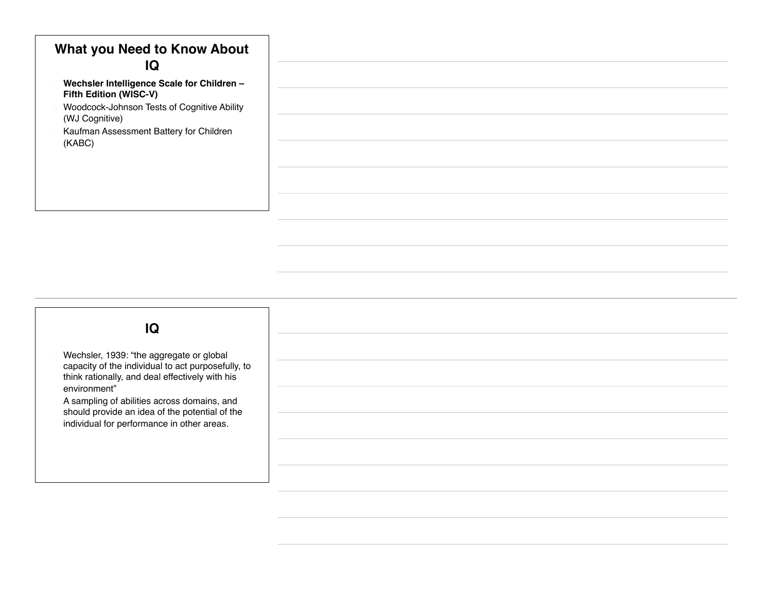## What you Need to Know About IQ

- **Wechsler Intelligence Scale for Children – Fifth Edition (WISC-V)**
- Woodcock-Johnson Tests of Cognitive Ability (WJ Cognitive)
- Kaufman Assessment Battery for Children (KABC)

## IQ

- Wechsler, 1939: “the aggregate or global capacity of the individual to act purposefully, to think rationally, and deal effectively with his environment”
- A sampling of abilities across domains, and should provide an idea of the potential of the individual for performance in other areas.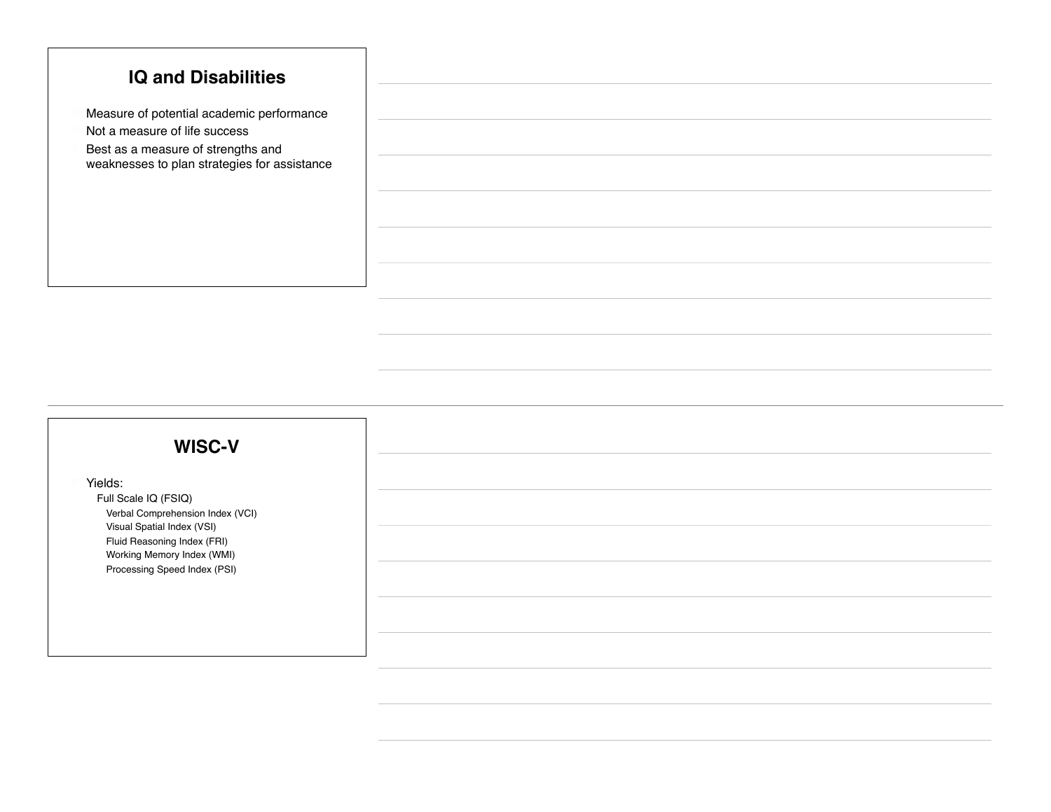## IQ and Disabilities

- Measure of potential academic performance
- Not a measure of life success
- Best as a measure of strengths and weaknesses to plan strategies for assistance

## WISC-V

- Yields:
  - Full Scale IQ (FSIQ)
    - Verbal Comprehension Index (VCI)
    - Visual Spatial Index (VSI)
    - Fluid Reasoning Index (FRI)
    - Working Memory Index (WMI)
    - Processing Speed Index (PSI)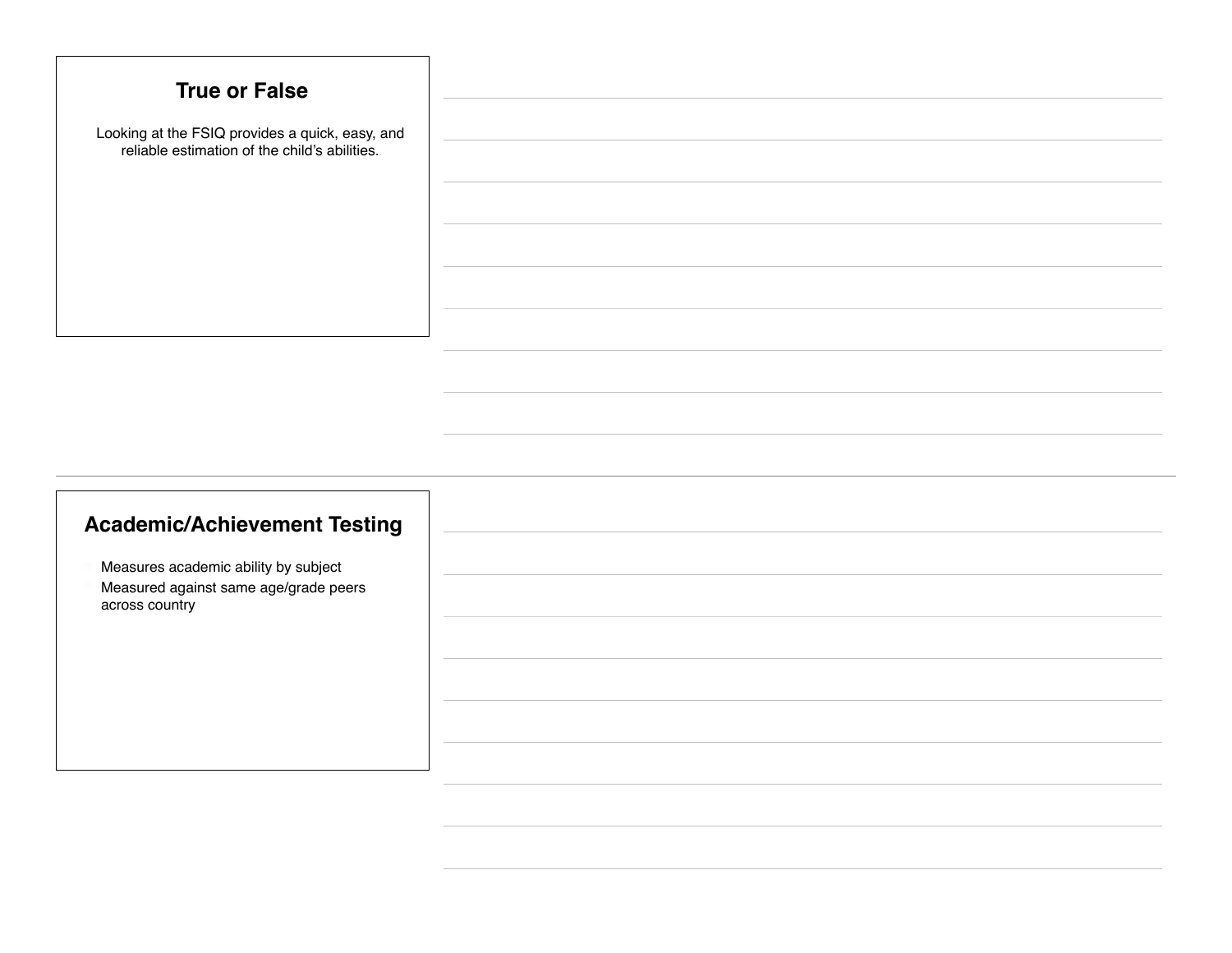## True or False

Looking at the FSIQ provides a quick, easy, and reliable estimation of the child's abilities.

## Academic/Achievement Testing

- Measures academic ability by subject
- Measured against same age/grade peers across country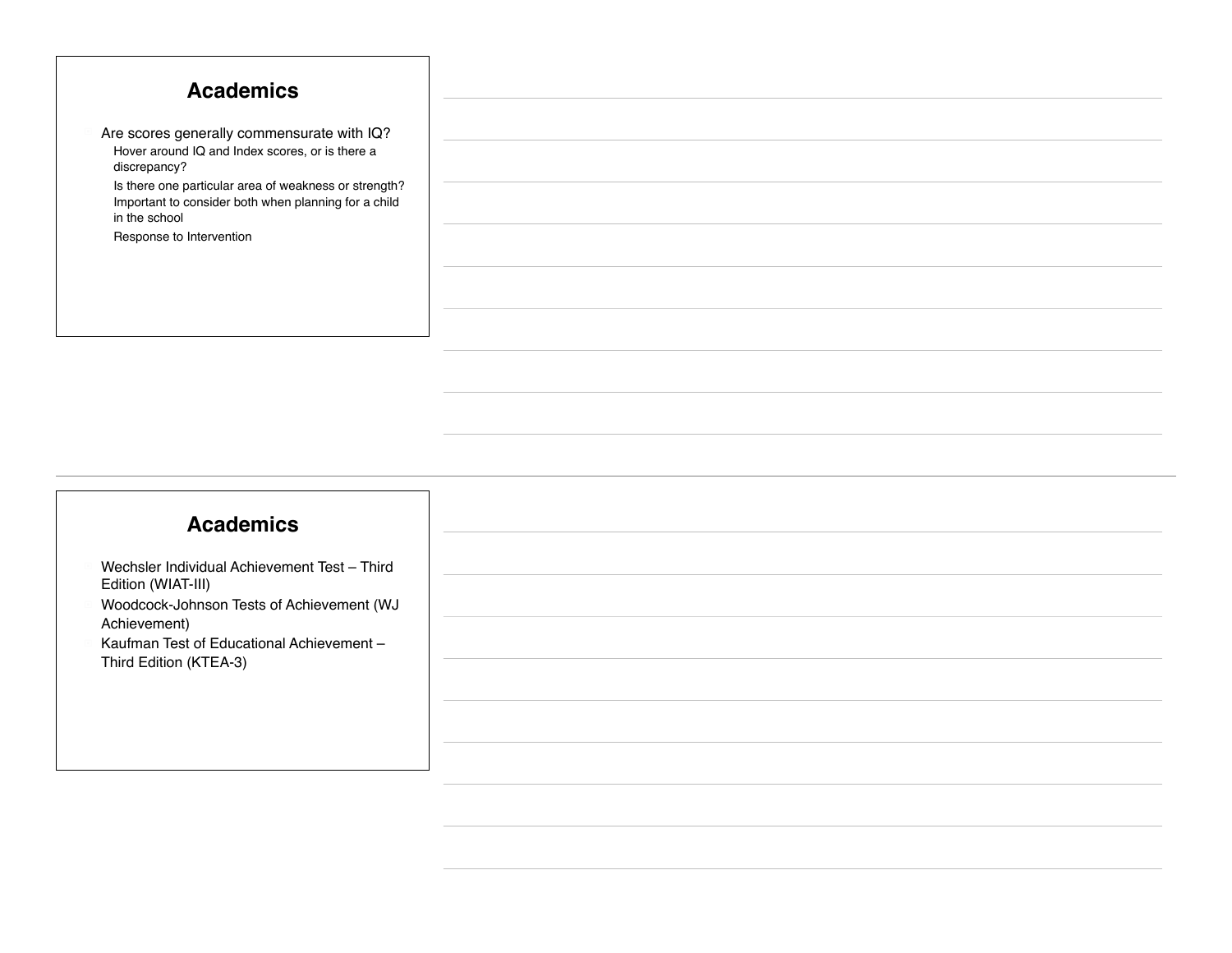## Academics

- Are scores generally commensurate with IQ?
  - Hover around IQ and Index scores, or is there a discrepancy?
  - Is there one particular area of weakness or strength? Important to consider both when planning for a child in the school
  - Response to Intervention

## Academics

- Wechsler Individual Achievement Test – Third Edition (WIAT-III)
- Woodcock-Johnson Tests of Achievement (WJ Achievement)
- Kaufman Test of Educational Achievement – Third Edition (KTEA-3)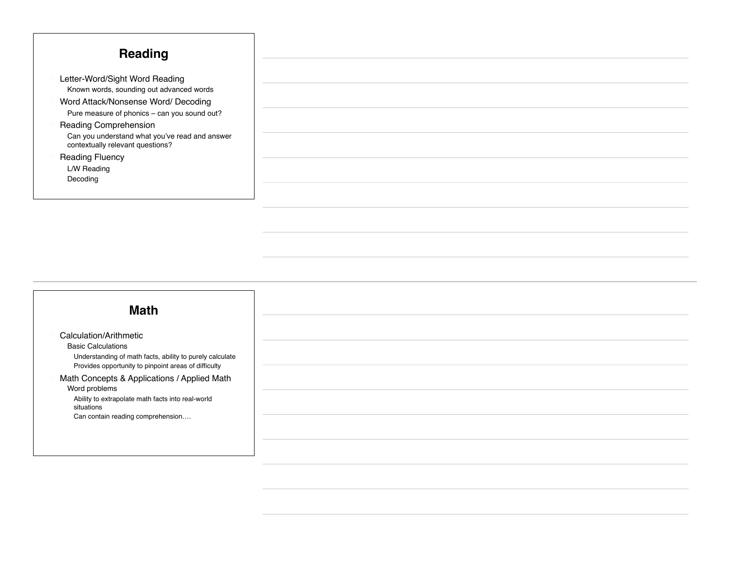## Reading

- Letter-Word/Sight Word Reading
  - Known words, sounding out advanced words
- Word Attack/Nonsense Word/ Decoding
  - Pure measure of phonics – can you sound out?
- Reading Comprehension
  - Can you understand what you've read and answer contextually relevant questions?
- Reading Fluency
  - L/W Reading
  - Decoding

## Math

- Calculation/Arithmetic
  - Basic Calculations
    - Understanding of math facts, ability to purely calculate
    - Provides opportunity to pinpoint areas of difficulty
- Math Concepts & Applications / Applied Math
  - Word problems
    - Ability to extrapolate math facts into real-world situations
    - Can contain reading comprehension….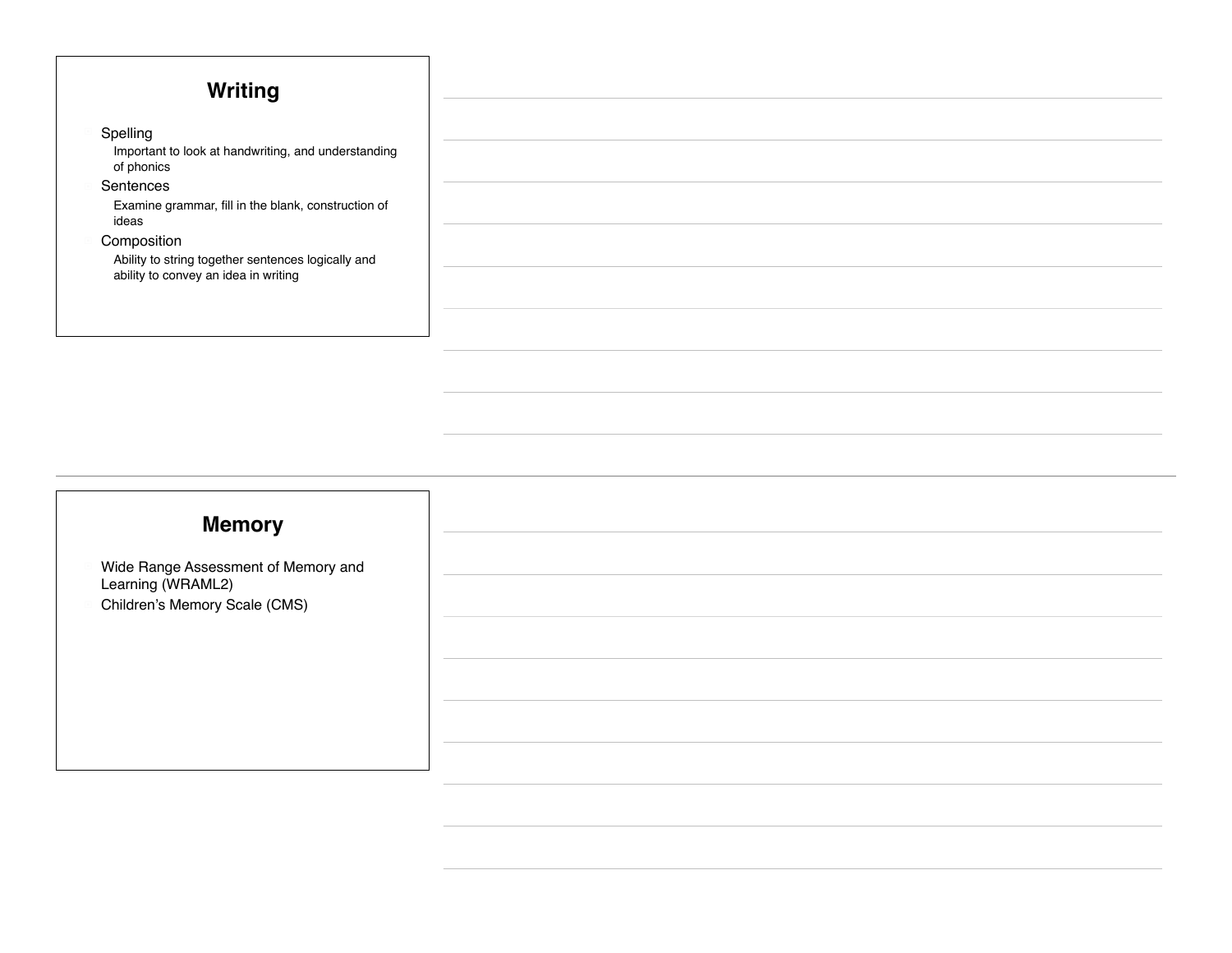## Writing

- Spelling
  - Important to look at handwriting, and understanding of phonics
- Sentences
  - Examine grammar, fill in the blank, construction of ideas
- Composition
  - Ability to string together sentences logically and ability to convey an idea in writing

## Memory

- Wide Range Assessment of Memory and Learning (WRAML2)
- Children's Memory Scale (CMS)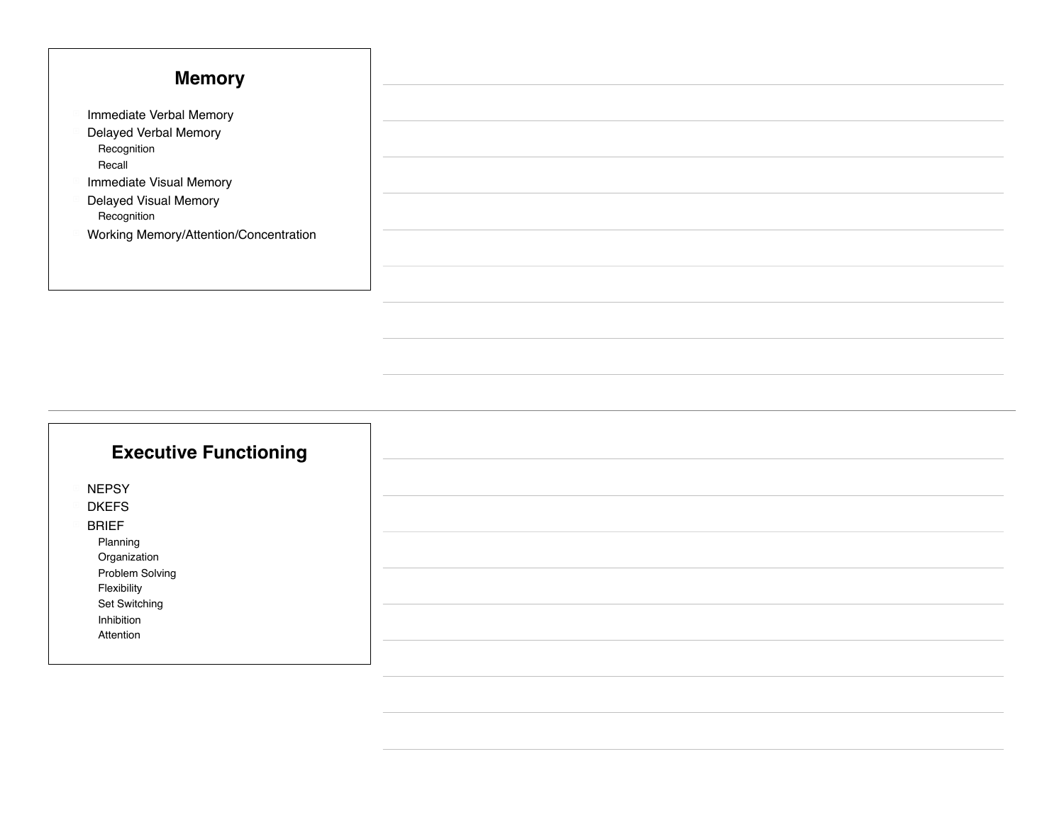## Memory

- Immediate Verbal Memory
- Delayed Verbal Memory
  - Recognition
  - Recall
- Immediate Visual Memory
- Delayed Visual Memory
  - Recognition
- Working Memory/Attention/Concentration

## Executive Functioning

- NEPSY
- DKEFS
- BRIEF
  - Planning
  - Organization
  - Problem Solving
  - Flexibility
  - Set Switching
  - Inhibition
  - Attention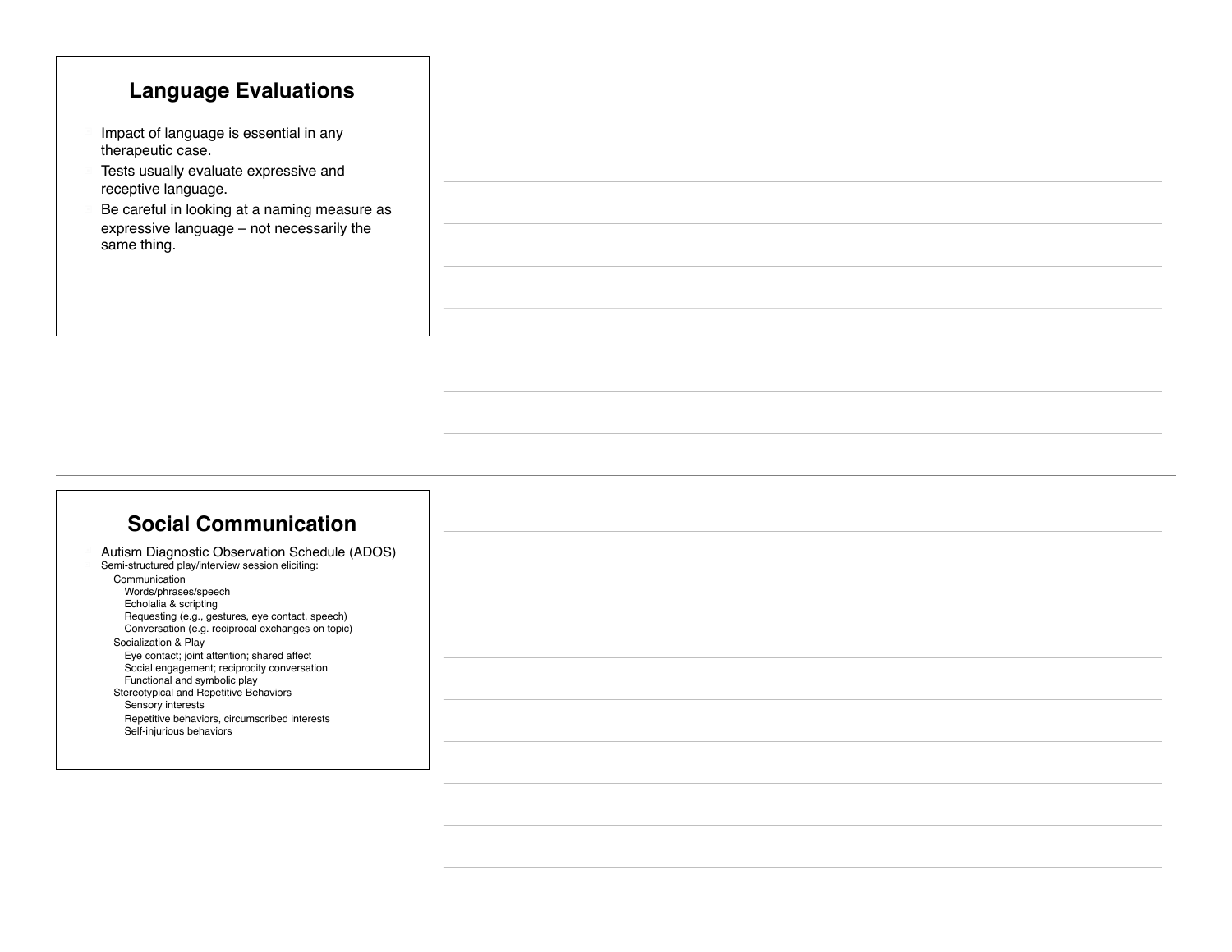## Language Evaluations

- Impact of language is essential in any therapeutic case.
- Tests usually evaluate expressive and receptive language.
- Be careful in looking at a naming measure as expressive language – not necessarily the same thing.

## Social Communication

- Autism Diagnostic Observation Schedule (ADOS)
- Semi-structured play/interview session eliciting:
  - Communication
    - Words/phrases/speech
    - Echolalia & scripting
    - Requesting (e.g., gestures, eye contact, speech)
    - Conversation (e.g. reciprocal exchanges on topic)
  - Socialization & Play
    - Eye contact; joint attention; shared affect
    - Social engagement; reciprocity conversation
    - Functional and symbolic play
  - Stereotypical and Repetitive Behaviors
    - Sensory interests
    - Repetitive behaviors, circumscribed interests
    - Self-injurious behaviors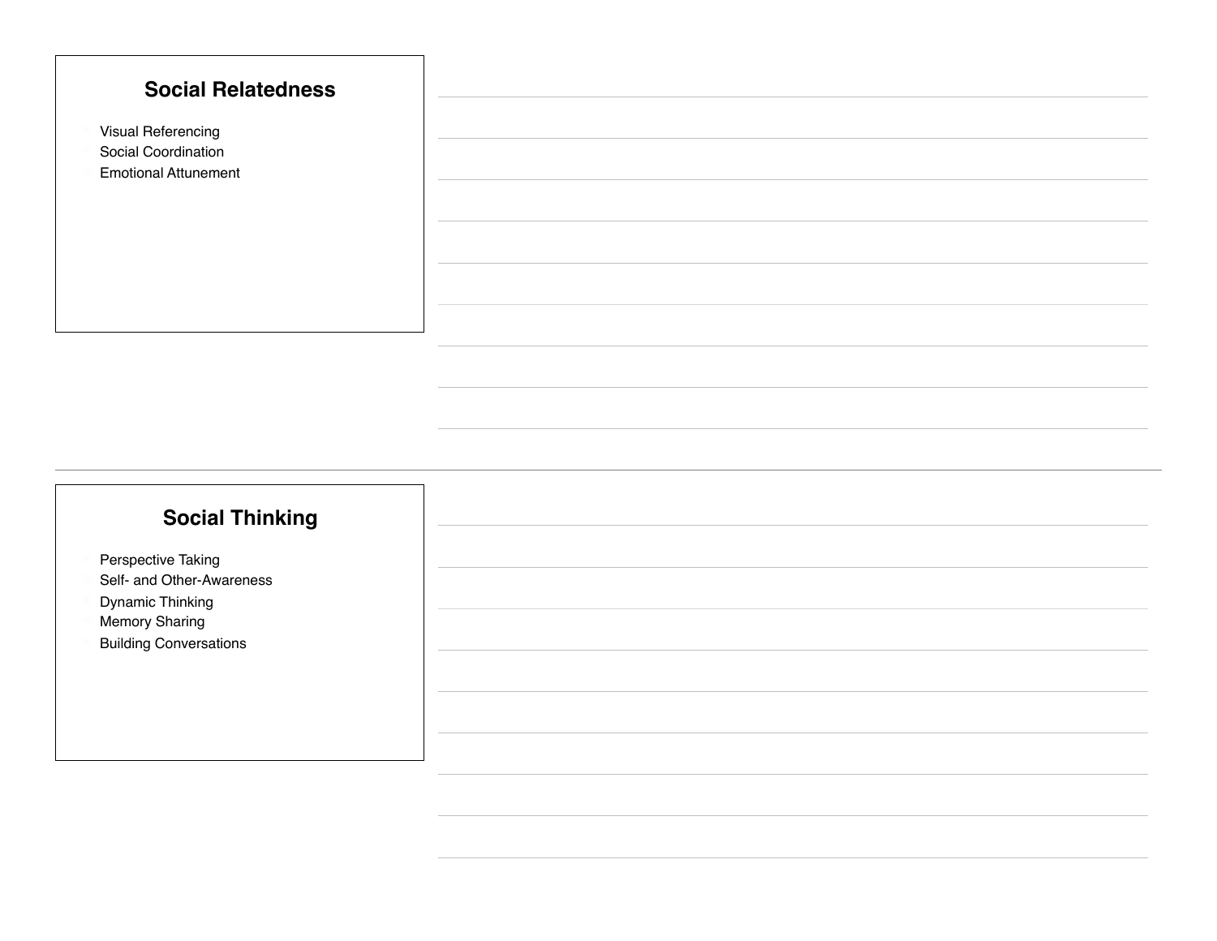## Social Relatedness

- Visual Referencing
- Social Coordination
- Emotional Attunement

## Social Thinking

- Perspective Taking
- Self- and Other-Awareness
- Dynamic Thinking
- Memory Sharing
- Building Conversations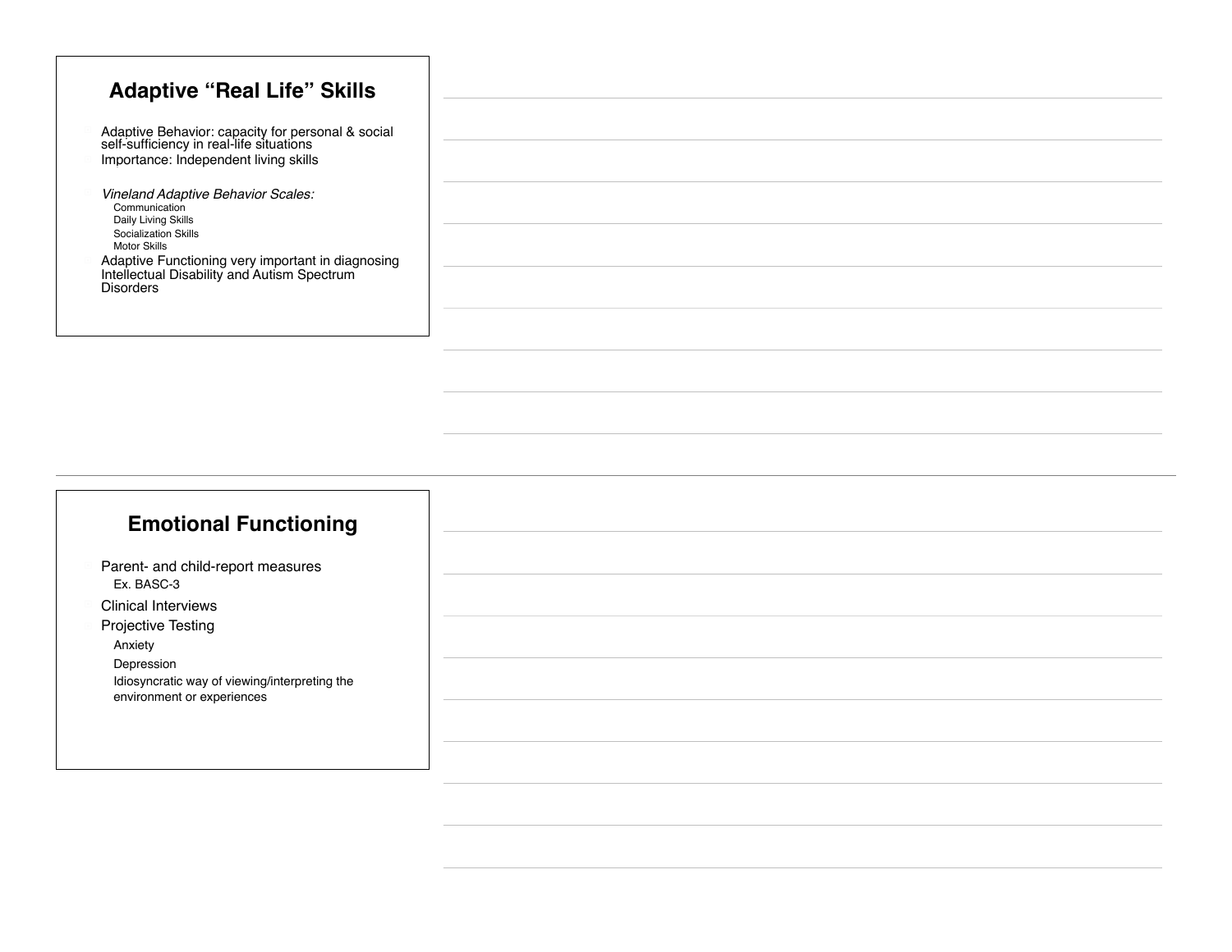## Adaptive "Real Life" Skills

- Adaptive Behavior: capacity for personal & social self-sufficiency in real-life situations
- Importance: Independent living skills
- *Vineland Adaptive Behavior Scales:*
  - Communication
  - Daily Living Skills
  - Socialization Skills
  - Motor Skills
- Adaptive Functioning very important in diagnosing Intellectual Disability and Autism Spectrum Disorders

## Emotional Functioning

- Parent- and child-report measures
  - Ex. BASC-3
- Clinical Interviews
- Projective Testing
  - Anxiety
  - Depression
  - Idiosyncratic way of viewing/interpreting the environment or experiences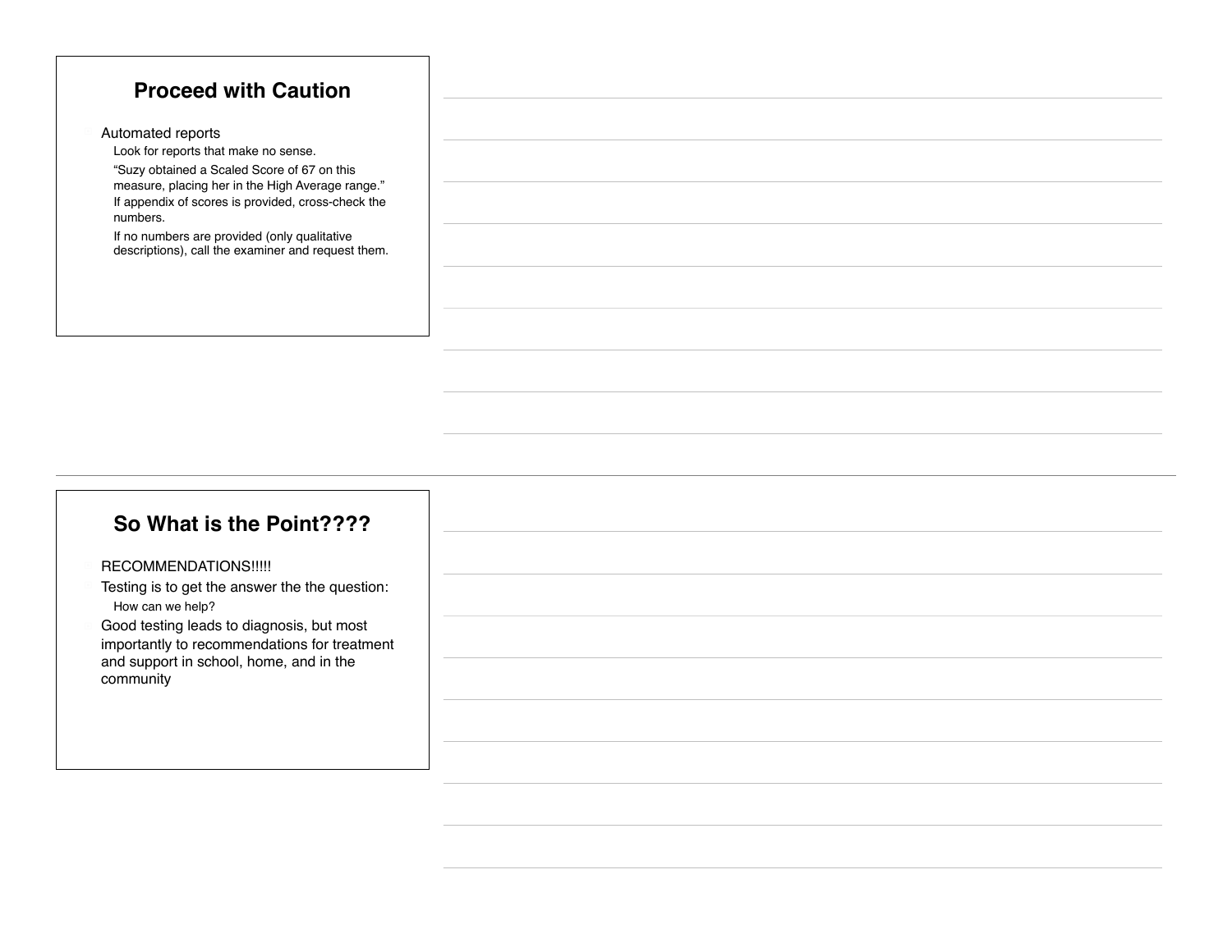## Proceed with Caution

- Automated reports
  - Look for reports that make no sense.
  - "Suzy obtained a Scaled Score of 67 on this measure, placing her in the High Average range."
  - If appendix of scores is provided, cross-check the numbers.
  - If no numbers are provided (only qualitative descriptions), call the examiner and request them.

## So What is the Point????

- RECOMMENDATIONS!!!!!
- Testing is to get the answer the the question:
  - How can we help?
- Good testing leads to diagnosis, but most importantly to recommendations for treatment and support in school, home, and in the community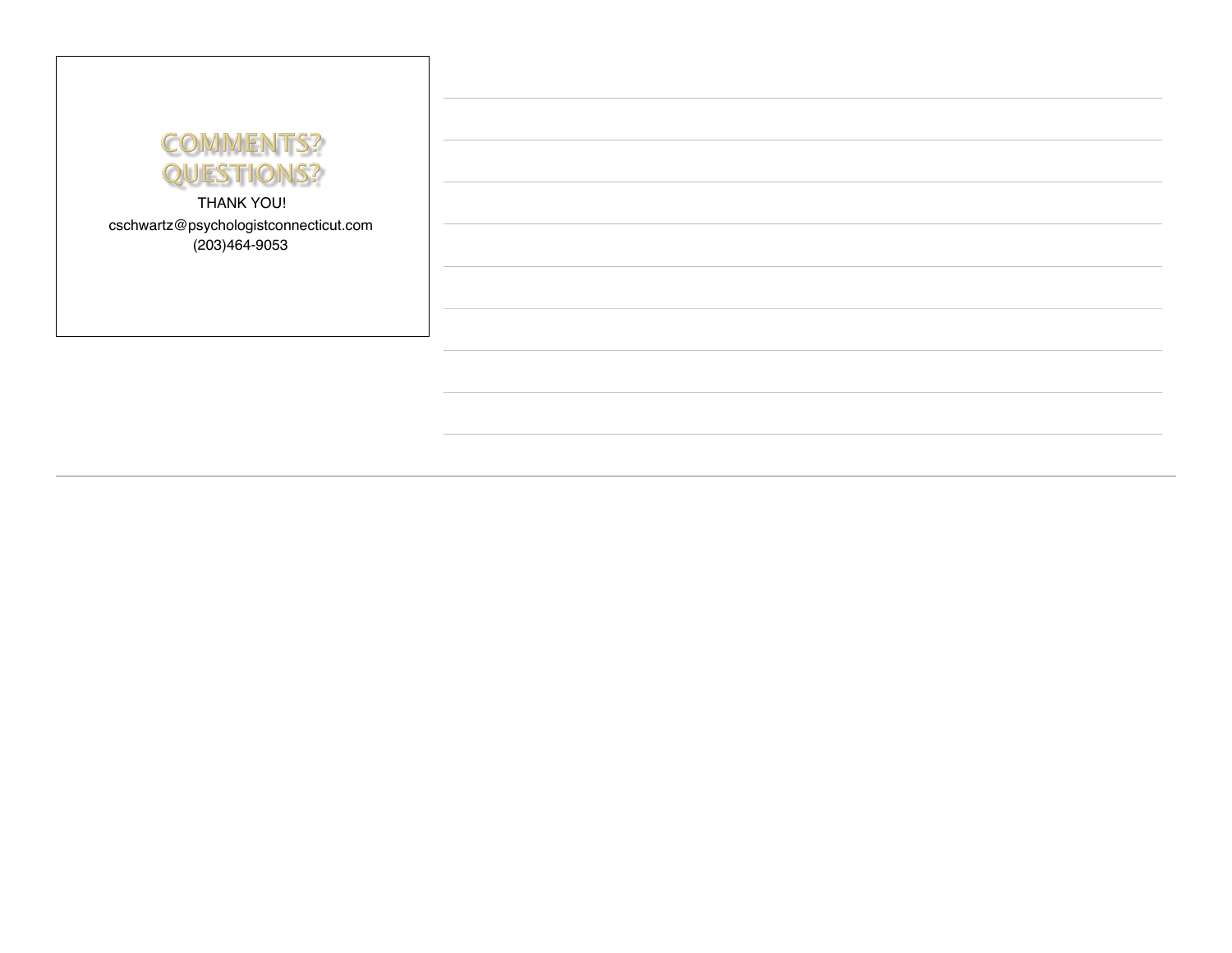# COMMENTS? QUESTIONS?

THANK YOU!

cschwartz@psychologistconnecticut.com

(203)464-9053